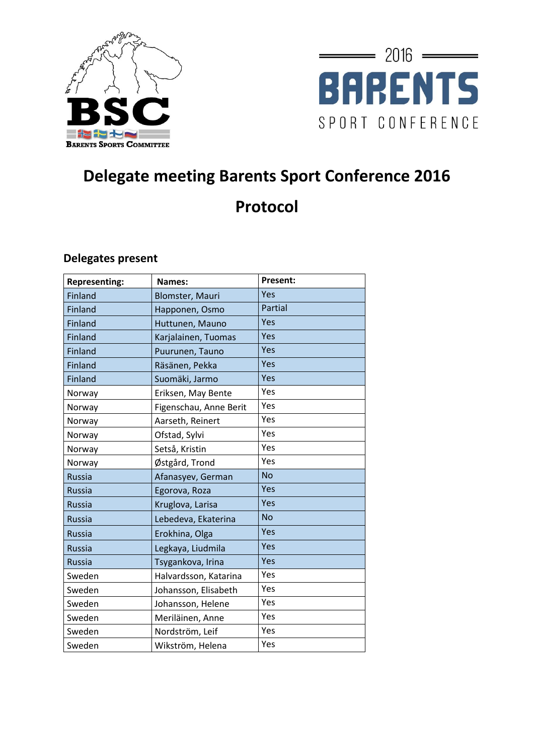# Delegate meeting Barents Sport Conference 2016

# Protocol

## Delegates present

| Representing: | Names: | Present: |
|---|---|---|
| Finland | Blomster, Mauri | Yes |
| Finland | Happonen, Osmo | Partial |
| Finland | Huttunen, Mauno | Yes |
| Finland | Karjalainen, Tuomas | Yes |
| Finland | Puurunen, Tauno | Yes |
| Finland | Räsänen, Pekka | Yes |
| Finland | Suomäki, Jarmo | Yes |
| Norway | Eriksen, May Bente | Yes |
| Norway | Figenschau, Anne Berit | Yes |
| Norway | Aarseth, Reinert | Yes |
| Norway | Ofstad, Sylvi | Yes |
| Norway | Setså, Kristin | Yes |
| Norway | Østgård, Trond | Yes |
| Russia | Afanasyev, German | No |
| Russia | Egorova, Roza | Yes |
| Russia | Kruglova, Larisa | Yes |
| Russia | Lebedeva, Ekaterina | No |
| Russia | Erokhina, Olga | Yes |
| Russia | Legkaya, Liudmila | Yes |
| Russia | Tsygankova, Irina | Yes |
| Sweden | Halvardsson, Katarina | Yes |
| Sweden | Johansson, Elisabeth | Yes |
| Sweden | Johansson, Helene | Yes |
| Sweden | Meriläinen, Anne | Yes |
| Sweden | Nordström, Leif | Yes |
| Sweden | Wikström, Helena | Yes |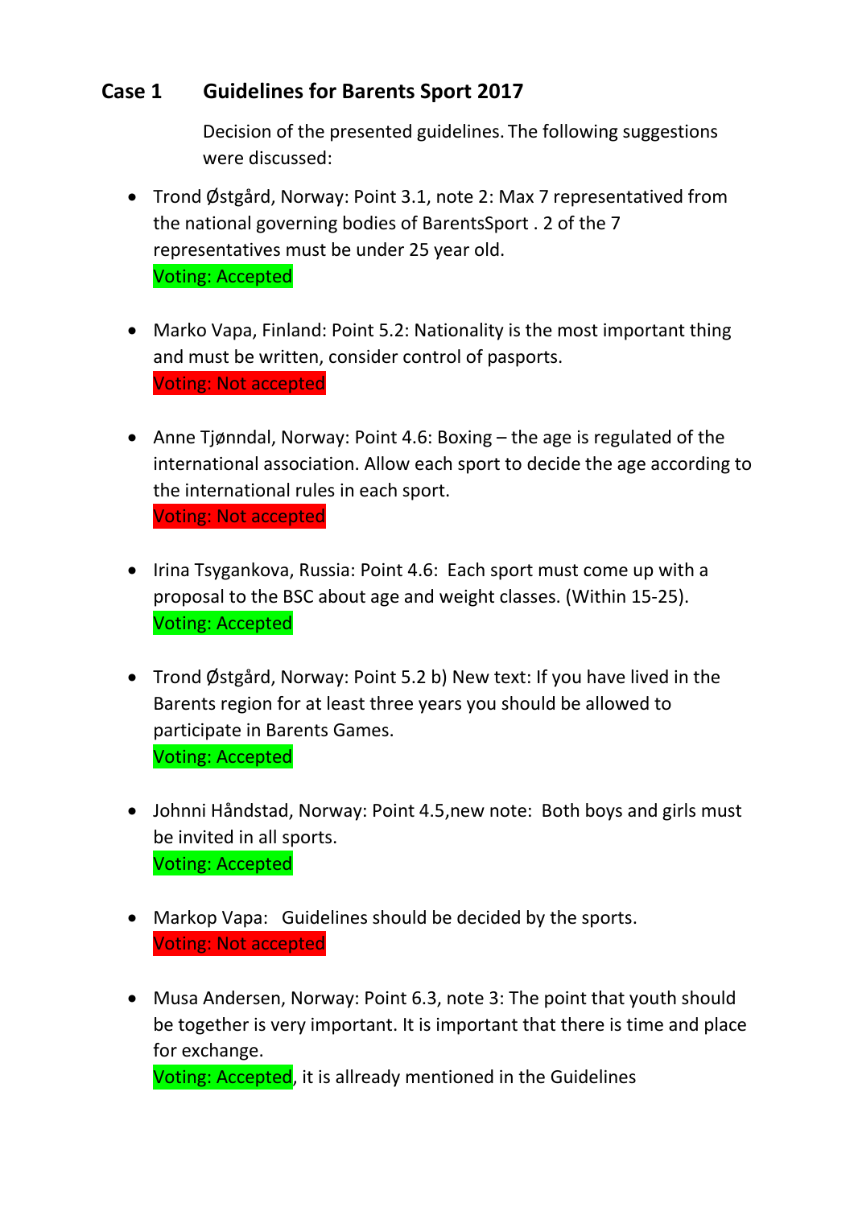## Case 1 Guidelines for Barents Sport 2017

Decision of the presented guidelines. The following suggestions were discussed:

- Trond Østgård, Norway: Point 3.1, note 2: Max 7 representatived from the national governing bodies of BarentsSport . 2 of the 7 representatives must be under 25 year old.
  Voting: Accepted

- Marko Vapa, Finland: Point 5.2: Nationality is the most important thing and must be written, consider control of pasports.
  Voting: Not accepted

- Anne Tjønndal, Norway: Point 4.6: Boxing – the age is regulated of the international association. Allow each sport to decide the age according to the international rules in each sport.
  Voting: Not accepted

- Irina Tsygankova, Russia: Point 4.6: Each sport must come up with a proposal to the BSC about age and weight classes. (Within 15-25).
  Voting: Accepted

- Trond Østgård, Norway: Point 5.2 b) New text: If you have lived in the Barents region for at least three years you should be allowed to participate in Barents Games.
  Voting: Accepted

- Johnni Håndstad, Norway: Point 4.5,new note: Both boys and girls must be invited in all sports.
  Voting: Accepted

- Markop Vapa: Guidelines should be decided by the sports.
  Voting: Not accepted

- Musa Andersen, Norway: Point 6.3, note 3: The point that youth should be together is very important. It is important that there is time and place for exchange.
  Voting: Accepted, it is allready mentioned in the Guidelines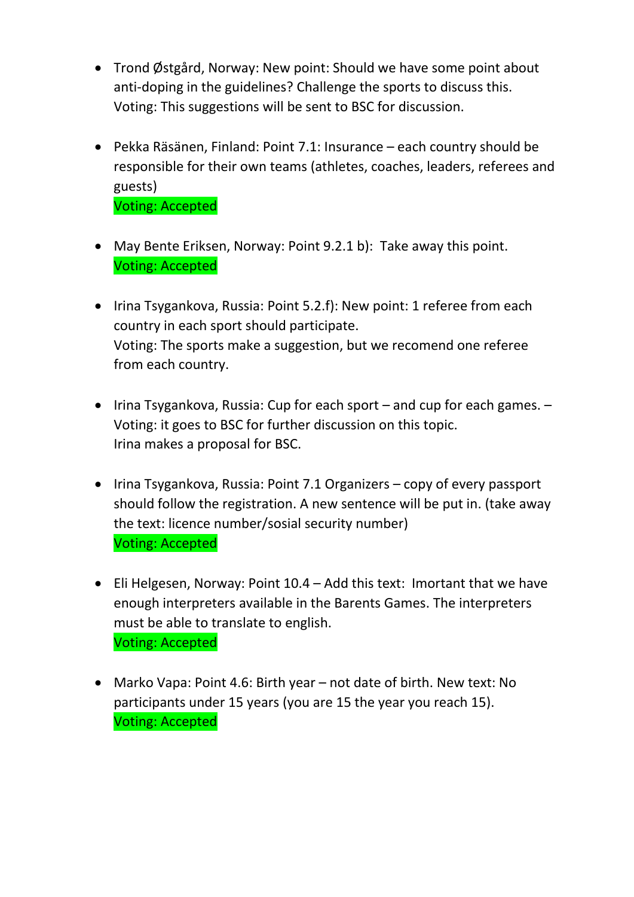- Trond Østgård, Norway: New point: Should we have some point about anti-doping in the guidelines? Challenge the sports to discuss this.
  Voting: This suggestions will be sent to BSC for discussion.

- Pekka Räsänen, Finland: Point 7.1: Insurance – each country should be responsible for their own teams (athletes, coaches, leaders, referees and guests)
  Voting: Accepted

- May Bente Eriksen, Norway: Point 9.2.1 b): Take away this point.
  Voting: Accepted

- Irina Tsygankova, Russia: Point 5.2.f): New point: 1 referee from each country in each sport should participate.
  Voting: The sports make a suggestion, but we recomend one referee from each country.

- Irina Tsygankova, Russia: Cup for each sport – and cup for each games. –
  Voting: it goes to BSC for further discussion on this topic.
  Irina makes a proposal for BSC.

- Irina Tsygankova, Russia: Point 7.1 Organizers – copy of every passport should follow the registration. A new sentence will be put in. (take away the text: licence number/sosial security number)
  Voting: Accepted

- Eli Helgesen, Norway: Point 10.4 – Add this text: Imortant that we have enough interpreters available in the Barents Games. The interpreters must be able to translate to english.
  Voting: Accepted

- Marko Vapa: Point 4.6: Birth year – not date of birth. New text: No participants under 15 years (you are 15 the year you reach 15).
  Voting: Accepted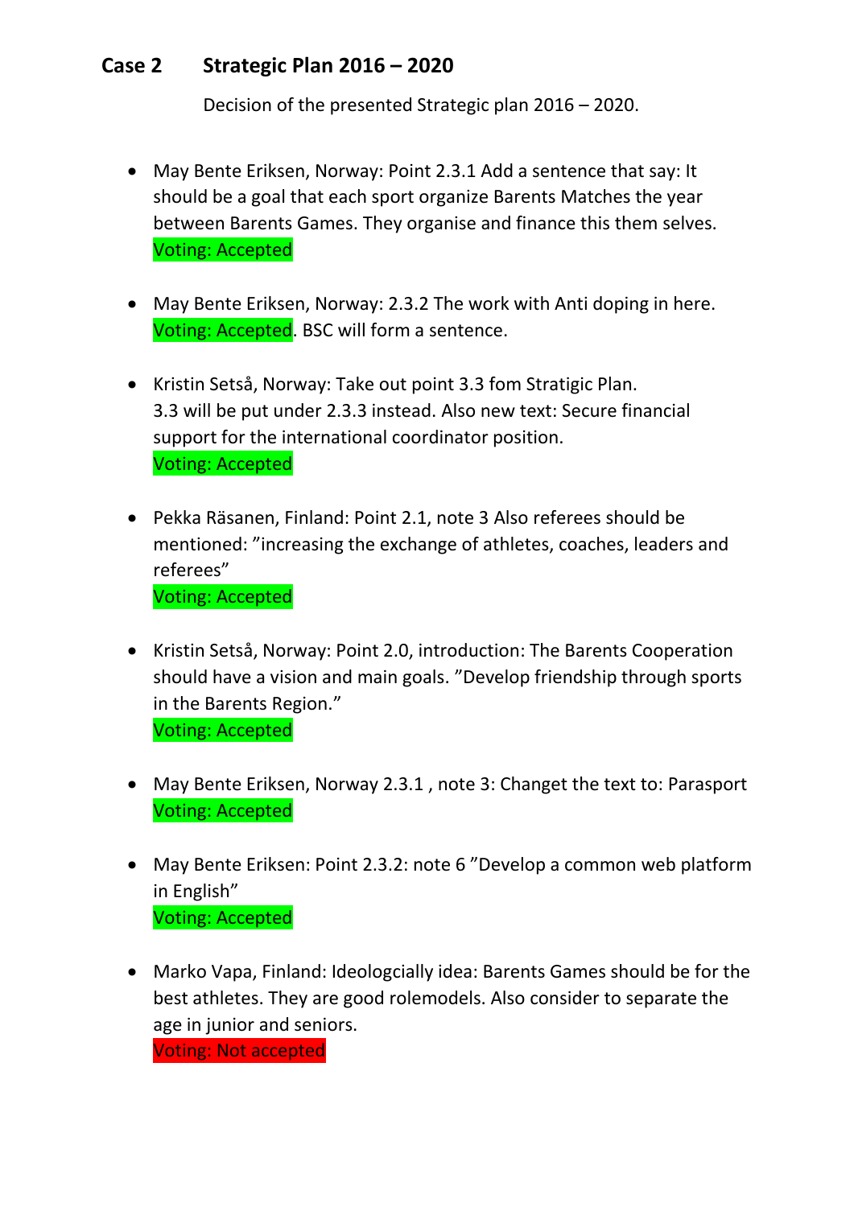## Case 2 Strategic Plan 2016 – 2020

Decision of the presented Strategic plan 2016 – 2020.

- May Bente Eriksen, Norway: Point 2.3.1 Add a sentence that say: It should be a goal that each sport organize Barents Matches the year between Barents Games. They organise and finance this them selves.  
  Voting: Accepted

- May Bente Eriksen, Norway: 2.3.2 The work with Anti doping in here.  
  Voting: Accepted. BSC will form a sentence.

- Kristin Setså, Norway: Take out point 3.3 fom Stratigic Plan.  
  3.3 will be put under 2.3.3 instead. Also new text: Secure financial support for the international coordinator position.  
  Voting: Accepted

- Pekka Räsanen, Finland: Point 2.1, note 3 Also referees should be mentioned: ”increasing the exchange of athletes, coaches, leaders and referees”  
  Voting: Accepted

- Kristin Setså, Norway: Point 2.0, introduction: The Barents Cooperation should have a vision and main goals. ”Develop friendship through sports in the Barents Region.”  
  Voting: Accepted

- May Bente Eriksen, Norway 2.3.1 , note 3: Changet the text to: Parasport  
  Voting: Accepted

- May Bente Eriksen: Point 2.3.2: note 6 ”Develop a common web platform in English”  
  Voting: Accepted

- Marko Vapa, Finland: Ideologcially idea: Barents Games should be for the best athletes. They are good rolemodels. Also consider to separate the age in junior and seniors.  
  Voting: Not accepted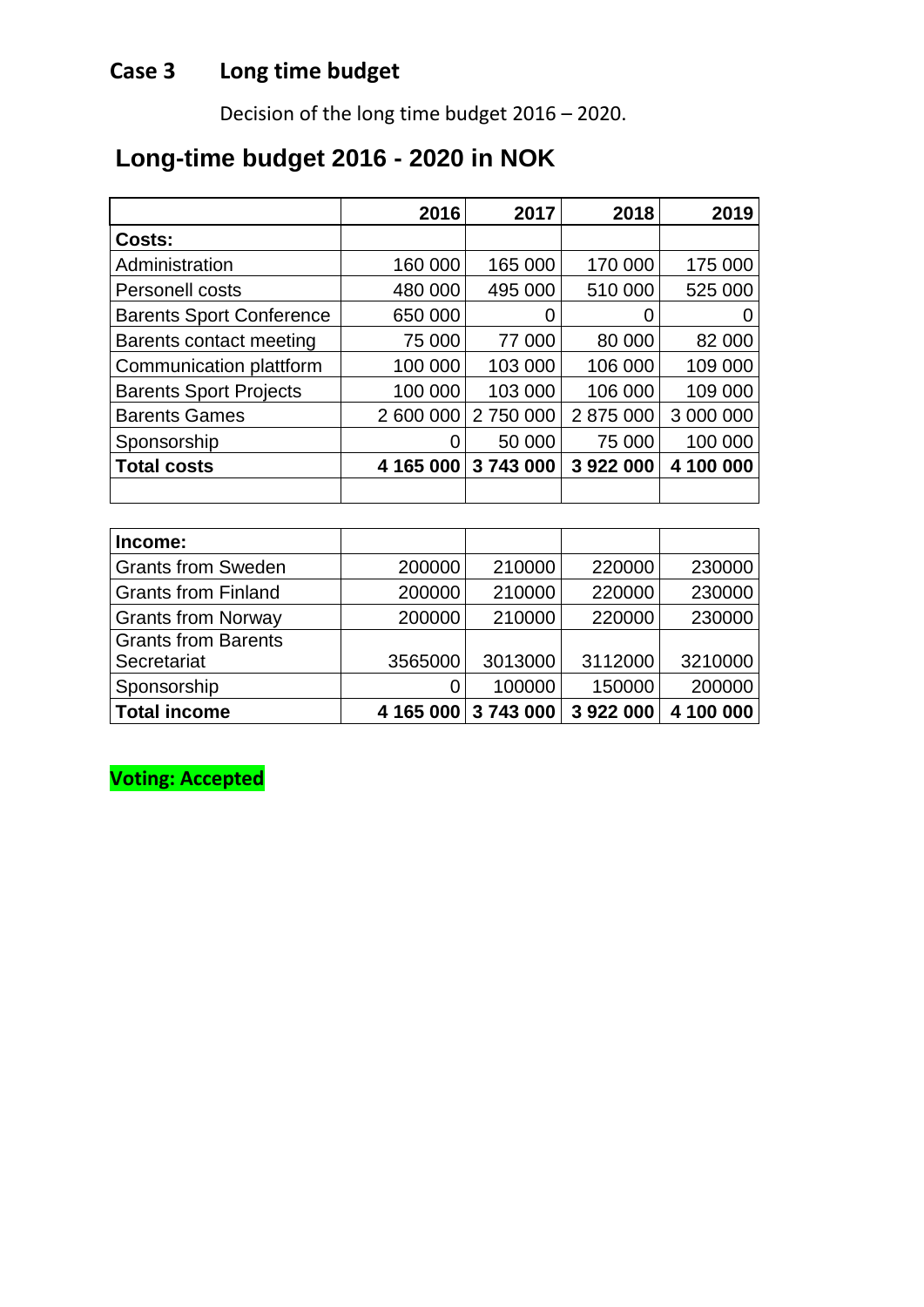## Case 3 Long time budget

Decision of the long time budget 2016 – 2020.

# Long-time budget 2016 - 2020 in NOK

| | 2016 | 2017 | 2018 | 2019 |
|---|---|---|---|---|
| **Costs:** | | | | |
| Administration | 160 000 | 165 000 | 170 000 | 175 000 |
| Personell costs | 480 000 | 495 000 | 510 000 | 525 000 |
| Barents Sport Conference | 650 000 | 0 | 0 | 0 |
| Barents contact meeting | 75 000 | 77 000 | 80 000 | 82 000 |
| Communication plattform | 100 000 | 103 000 | 106 000 | 109 000 |
| Barents Sport Projects | 100 000 | 103 000 | 106 000 | 109 000 |
| Barents Games | 2 600 000 | 2 750 000 | 2 875 000 | 3 000 000 |
| Sponsorship | 0 | 50 000 | 75 000 | 100 000 |
| **Total costs** | **4 165 000** | **3 743 000** | **3 922 000** | **4 100 000** |

| | | | | |
|---|---|---|---|---|
| **Income:** | | | | |
| Grants from Sweden | 200000 | 210000 | 220000 | 230000 |
| Grants from Finland | 200000 | 210000 | 220000 | 230000 |
| Grants from Norway | 200000 | 210000 | 220000 | 230000 |
| Grants from Barents Secretariat | 3565000 | 3013000 | 3112000 | 3210000 |
| Sponsorship | 0 | 100000 | 150000 | 200000 |
| **Total income** | **4 165 000** | **3 743 000** | **3 922 000** | **4 100 000** |

**Voting: Accepted**